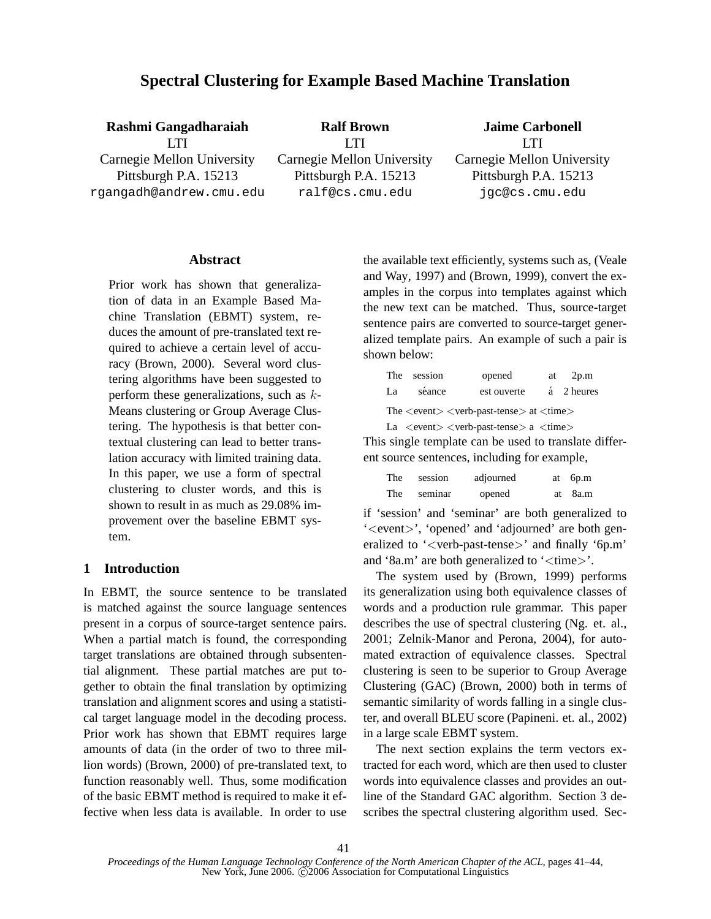# Spectral Clustering for Example Based Machine Translation

**Rashmi Gangadharaiah**
LTI
Carnegie Mellon University
Pittsburgh P.A. 15213
rgangadh@andrew.cmu.edu

**Ralf Brown**
LTI
Carnegie Mellon University
Pittsburgh P.A. 15213
ralf@cs.cmu.edu

**Jaime Carbonell**
LTI
Carnegie Mellon University
Pittsburgh P.A. 15213
jgc@cs.cmu.edu

## Abstract

Prior work has shown that generalization of data in an Example Based Machine Translation (EBMT) system, reduces the amount of pre-translated text required to achieve a certain level of accuracy (Brown, 2000). Several word clustering algorithms have been suggested to perform these generalizations, such as $k$-Means clustering or Group Average Clustering. The hypothesis is that better contextual clustering can lead to better translation accuracy with limited training data. In this paper, we use a form of spectral clustering to cluster words, and this is shown to result in as much as 29.08% improvement over the baseline EBMT system.

## 1 Introduction

In EBMT, the source sentence to be translated is matched against the source language sentences present in a corpus of source-target sentence pairs. When a partial match is found, the corresponding target translations are obtained through subsentential alignment. These partial matches are put together to obtain the final translation by optimizing translation and alignment scores and using a statistical target language model in the decoding process. Prior work has shown that EBMT requires large amounts of data (in the order of two to three million words) (Brown, 2000) of pre-translated text, to function reasonably well. Thus, some modification of the basic EBMT method is required to make it effective when less data is available. In order to use the available text efficiently, systems such as, (Veale and Way, 1997) and (Brown, 1999), convert the examples in the corpus into templates against which the new text can be matched. Thus, source-target sentence pairs are converted to source-target generalized template pairs. An example of such a pair is shown below:

The session opened at 2p.m
La séance est ouverte á 2 heures

The <event> <verb-past-tense> at <time>
La <event> <verb-past-tense> a <time>

This single template can be used to translate different source sentences, including for example,

The session adjourned at 6p.m
The seminar opened at 8a.m

if 'session' and 'seminar' are both generalized to '<event>', 'opened' and 'adjourned' are both generalized to '<verb-past-tense>' and finally '6p.m' and '8a.m' are both generalized to '<time>'.

The system used by (Brown, 1999) performs its generalization using both equivalence classes of words and a production rule grammar. This paper describes the use of spectral clustering (Ng. et. al., 2001; Zelnik-Manor and Perona, 2004), for automated extraction of equivalence classes. Spectral clustering is seen to be superior to Group Average Clustering (GAC) (Brown, 2000) both in terms of semantic similarity of words falling in a single cluster, and overall BLEU score (Papineni. et. al., 2002) in a large scale EBMT system.

The next section explains the term vectors extracted for each word, which are then used to cluster words into equivalence classes and provides an outline of the Standard GAC algorithm. Section 3 describes the spectral clustering algorithm used. Sec-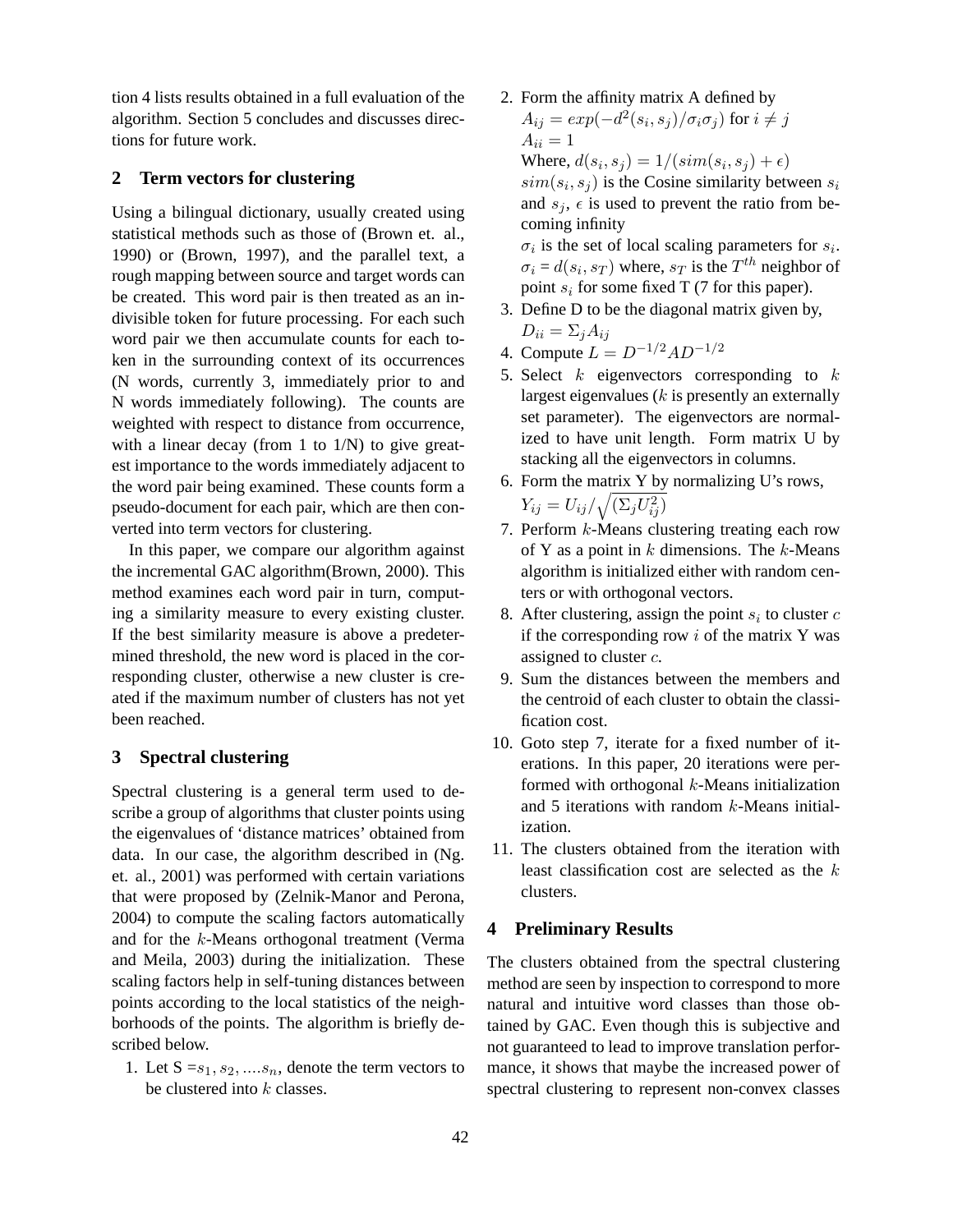tion 4 lists results obtained in a full evaluation of the algorithm. Section 5 concludes and discusses directions for future work.

## 2 Term vectors for clustering

Using a bilingual dictionary, usually created using statistical methods such as those of (Brown et. al., 1990) or (Brown, 1997), and the parallel text, a rough mapping between source and target words can be created. This word pair is then treated as an indivisible token for future processing. For each such word pair we then accumulate counts for each token in the surrounding context of its occurrences (N words, currently 3, immediately prior to and N words immediately following). The counts are weighted with respect to distance from occurrence, with a linear decay (from 1 to 1/N) to give greatest importance to the words immediately adjacent to the word pair being examined. These counts form a pseudo-document for each pair, which are then converted into term vectors for clustering.

In this paper, we compare our algorithm against the incremental GAC algorithm(Brown, 2000). This method examines each word pair in turn, computing a similarity measure to every existing cluster. If the best similarity measure is above a predetermined threshold, the new word is placed in the corresponding cluster, otherwise a new cluster is created if the maximum number of clusters has not yet been reached.

## 3 Spectral clustering

Spectral clustering is a general term used to describe a group of algorithms that cluster points using the eigenvalues of 'distance matrices' obtained from data. In our case, the algorithm described in (Ng. et. al., 2001) was performed with certain variations that were proposed by (Zelnik-Manor and Perona, 2004) to compute the scaling factors automatically and for the $k$-Means orthogonal treatment (Verma and Meila, 2003) during the initialization. These scaling factors help in self-tuning distances between points according to the local statistics of the neighborhoods of the points. The algorithm is briefly described below.

1. Let S $=s_1, s_2, ....s_n$, denote the term vectors to be clustered into $k$ classes.
2. Form the affinity matrix A defined by
   $A_{ij} = exp(-d^2(s_i, s_j)/\sigma_i \sigma_j)$ for $i \neq j$
   $A_{ii} = 1$
   Where, $d(s_i, s_j) = 1/(sim(s_i, s_j) + \epsilon)$
   $sim(s_i, s_j)$ is the Cosine similarity between $s_i$ and $s_j$, $\epsilon$ is used to prevent the ratio from becoming infinity
   $\sigma_i$ is the set of local scaling parameters for $s_i$. $\sigma_i = d(s_i, s_T)$ where, $s_T$ is the $T^{th}$ neighbor of point $s_i$ for some fixed T (7 for this paper).
3. Define D to be the diagonal matrix given by, $D_{ii} = \Sigma_j A_{ij}$
4. Compute $L = D^{-1/2} A D^{-1/2}$
5. Select $k$ eigenvectors corresponding to $k$ largest eigenvalues ($k$ is presently an externally set parameter). The eigenvectors are normalized to have unit length. Form matrix U by stacking all the eigenvectors in columns.
6. Form the matrix Y by normalizing U's rows, $Y_{ij} = U_{ij}/\sqrt{(\Sigma_j U_{ij}^2)}$
7. Perform $k$-Means clustering treating each row of Y as a point in $k$ dimensions. The $k$-Means algorithm is initialized either with random centers or with orthogonal vectors.
8. After clustering, assign the point $s_i$ to cluster $c$ if the corresponding row $i$ of the matrix Y was assigned to cluster $c$.
9. Sum the distances between the members and the centroid of each cluster to obtain the classification cost.
10. Goto step 7, iterate for a fixed number of iterations. In this paper, 20 iterations were performed with orthogonal $k$-Means initialization and 5 iterations with random $k$-Means initialization.
11. The clusters obtained from the iteration with least classification cost are selected as the $k$ clusters.

## 4 Preliminary Results

The clusters obtained from the spectral clustering method are seen by inspection to correspond to more natural and intuitive word classes than those obtained by GAC. Even though this is subjective and not guaranteed to lead to improve translation performance, it shows that maybe the increased power of spectral clustering to represent non-convex classes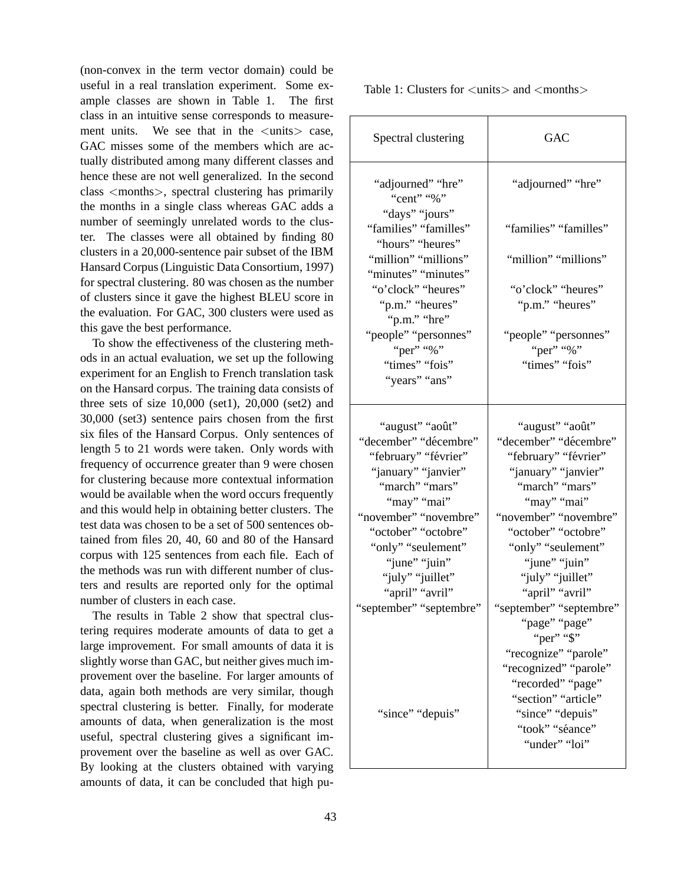(non-convex in the term vector domain) could be useful in a real translation experiment. Some example classes are shown in Table 1. The first class in an intuitive sense corresponds to measurement units. We see that in the <units> case, GAC misses some of the members which are actually distributed among many different classes and hence these are not well generalized. In the second class <months>, spectral clustering has primarily the months in a single class whereas GAC adds a number of seemingly unrelated words to the cluster. The classes were all obtained by finding 80 clusters in a 20,000-sentence pair subset of the IBM Hansard Corpus (Linguistic Data Consortium, 1997) for spectral clustering. 80 was chosen as the number of clusters since it gave the highest BLEU score in the evaluation. For GAC, 300 clusters were used as this gave the best performance.

To show the effectiveness of the clustering methods in an actual evaluation, we set up the following experiment for an English to French translation task on the Hansard corpus. The training data consists of three sets of size 10,000 (set1), 20,000 (set2) and 30,000 (set3) sentence pairs chosen from the first six files of the Hansard Corpus. Only sentences of length 5 to 21 words were taken. Only words with frequency of occurrence greater than 9 were chosen for clustering because more contextual information would be available when the word occurs frequently and this would help in obtaining better clusters. The test data was chosen to be a set of 500 sentences obtained from files 20, 40, 60 and 80 of the Hansard corpus with 125 sentences from each file. Each of the methods was run with different number of clusters and results are reported only for the optimal number of clusters in each case.

The results in Table 2 show that spectral clustering requires moderate amounts of data to get a large improvement. For small amounts of data it is slightly worse than GAC, but neither gives much improvement over the baseline. For larger amounts of data, again both methods are very similar, though spectral clustering is better. Finally, for moderate amounts of data, when generalization is the most useful, spectral clustering gives a significant improvement over the baseline as well as over GAC. By looking at the clusters obtained with varying amounts of data, it can be concluded that high pu-

Table 1: Clusters for <units> and <months>

| Spectral clustering | GAC |
|---|---|
| "adjourned" "hre" | "adjourned" "hre" |
| "cent" "%" | |
| "days" "jours" | |
| "families" "familles" | "families" "familles" |
| "hours" "heures" | |
| "million" "millions" | "million" "millions" |
| "minutes" "minutes" | |
| "o'clock" "heures" | "o'clock" "heures" |
| "p.m." "heures" | "p.m." "heures" |
| "p.m." "hre" | |
| "people" "personnes" | "people" "personnes" |
| "per" "%" | "per" "%" |
| "times" "fois" | "times" "fois" |
| "years" "ans" | |
| "august" "août" | "august" "août" |
| "december" "décembre" | "december" "décembre" |
| "february" "février" | "february" "février" |
| "january" "janvier" | "january" "janvier" |
| "march" "mars" | "march" "mars" |
| "may" "mai" | "may" "mai" |
| "november" "novembre" | "november" "novembre" |
| "october" "octobre" | "october" "octobre" |
| "only" "seulement" | "only" "seulement" |
| "june" "juin" | "june" "juin" |
| "july" "juillet" | "july" "juillet" |
| "april" "avril" | "april" "avril" |
| "september" "septembre" | "september" "septembre" |
| | "page" "page" |
| | "per" "$" |
| | "recognize" "parole" |
| | "recognized" "parole" |
| | "recorded" "page" |
| | "section" "article" |
| "since" "depuis" | "since" "depuis" |
| | "took" "séance" |
| | "under" "loi" |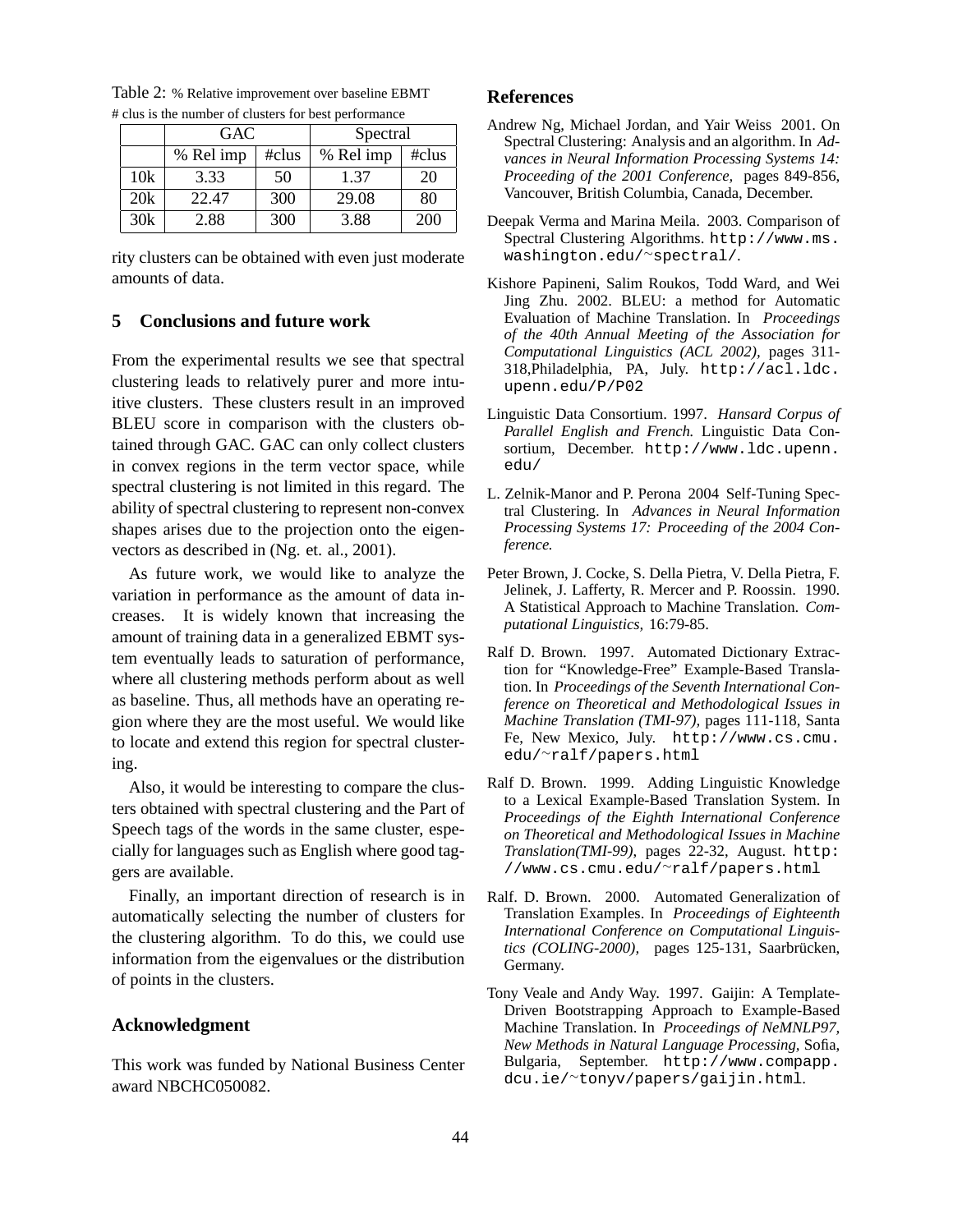Table 2: % Relative improvement over baseline EBMT
# clus is the number of clusters for best performance

| | GAC | | Spectral | |
|---|---|---|---|---|
| | % Rel imp | #clus | % Rel imp | #clus |
| 10k | 3.33 | 50 | 1.37 | 20 |
| 20k | 22.47 | 300 | 29.08 | 80 |
| 30k | 2.88 | 300 | 3.88 | 200 |

rity clusters can be obtained with even just moderate amounts of data.

## 5 Conclusions and future work

From the experimental results we see that spectral clustering leads to relatively purer and more intuitive clusters. These clusters result in an improved BLEU score in comparison with the clusters obtained through GAC. GAC can only collect clusters in convex regions in the term vector space, while spectral clustering is not limited in this regard. The ability of spectral clustering to represent non-convex shapes arises due to the projection onto the eigenvectors as described in (Ng. et. al., 2001).

As future work, we would like to analyze the variation in performance as the amount of data increases. It is widely known that increasing the amount of training data in a generalized EBMT system eventually leads to saturation of performance, where all clustering methods perform about as well as baseline. Thus, all methods have an operating region where they are the most useful. We would like to locate and extend this region for spectral clustering.

Also, it would be interesting to compare the clusters obtained with spectral clustering and the Part of Speech tags of the words in the same cluster, especially for languages such as English where good taggers are available.

Finally, an important direction of research is in automatically selecting the number of clusters for the clustering algorithm. To do this, we could use information from the eigenvalues or the distribution of points in the clusters.

## Acknowledgment

This work was funded by National Business Center award NBCHC050082.

## References

Andrew Ng, Michael Jordan, and Yair Weiss 2001. On Spectral Clustering: Analysis and an algorithm. In *Advances in Neural Information Processing Systems 14: Proceeding of the 2001 Conference*, pages 849-856, Vancouver, British Columbia, Canada, December.

Deepak Verma and Marina Meila. 2003. Comparison of Spectral Clustering Algorithms. http://www.ms.washington.edu/~spectral/.

Kishore Papineni, Salim Roukos, Todd Ward, and Wei Jing Zhu. 2002. BLEU: a method for Automatic Evaluation of Machine Translation. In *Proceedings of the 40th Annual Meeting of the Association for Computational Linguistics (ACL 2002)*, pages 311-318,Philadelphia, PA, July. http://acl.ldc.upenn.edu/P/P02

Linguistic Data Consortium. 1997. *Hansard Corpus of Parallel English and French.* Linguistic Data Consortium, December. http://www.ldc.upenn.edu/

L. Zelnik-Manor and P. Perona 2004 Self-Tuning Spectral Clustering. In *Advances in Neural Information Processing Systems 17: Proceeding of the 2004 Conference.*

Peter Brown, J. Cocke, S. Della Pietra, V. Della Pietra, F. Jelinek, J. Lafferty, R. Mercer and P. Roossin. 1990. A Statistical Approach to Machine Translation. *Computational Linguistics*, 16:79-85.

Ralf D. Brown. 1997. Automated Dictionary Extraction for "Knowledge-Free" Example-Based Translation. In *Proceedings of the Seventh International Conference on Theoretical and Methodological Issues in Machine Translation (TMI-97)*, pages 111-118, Santa Fe, New Mexico, July. http://www.cs.cmu.edu/~ralf/papers.html

Ralf D. Brown. 1999. Adding Linguistic Knowledge to a Lexical Example-Based Translation System. In *Proceedings of the Eighth International Conference on Theoretical and Methodological Issues in Machine Translation(TMI-99)*, pages 22-32, August. http://www.cs.cmu.edu/~ralf/papers.html

Ralf. D. Brown. 2000. Automated Generalization of Translation Examples. In *Proceedings of Eighteenth International Conference on Computational Linguistics (COLING-2000)*, pages 125-131, Saarbrücken, Germany.

Tony Veale and Andy Way. 1997. Gaijin: A Template-Driven Bootstrapping Approach to Example-Based Machine Translation. In *Proceedings of NeMNLP97, New Methods in Natural Language Processing*, Sofia, Bulgaria, September. http://www.compapp.dcu.ie/~tonyv/papers/gaijin.html.